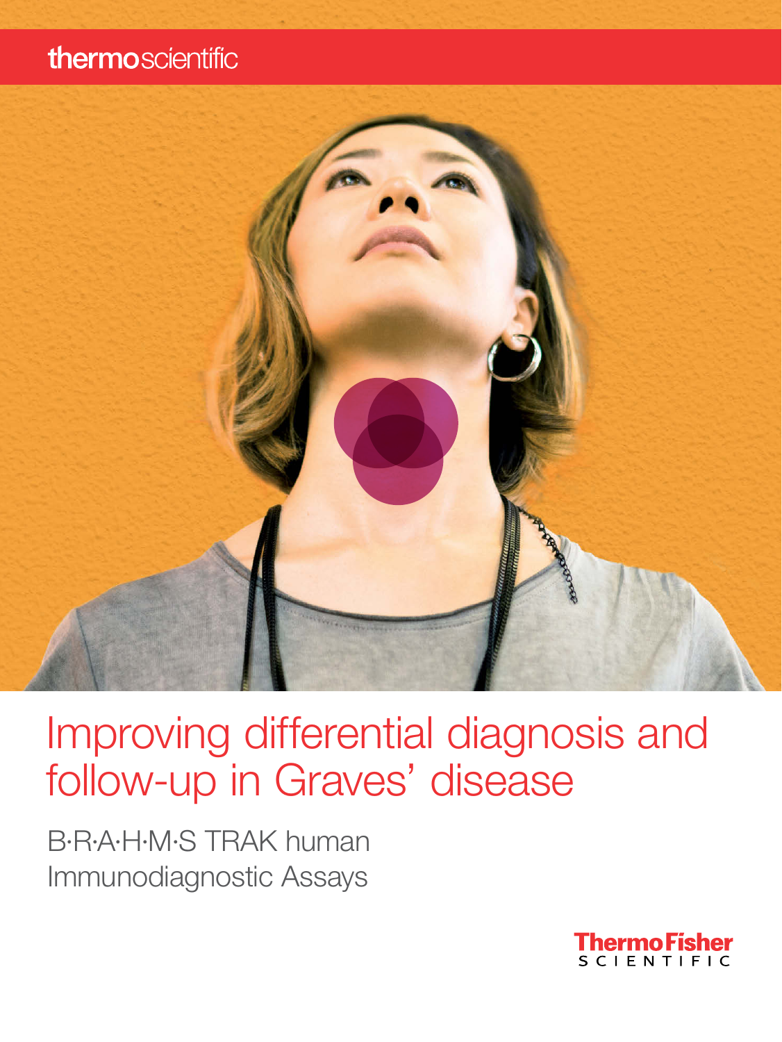thermoscientific

# Improving differential diagnosis and follow-up in Graves' disease

B·R·A·H·M·S TRAK human Immunodiagnostic Assays

ThermoFisher SCIENTIFIC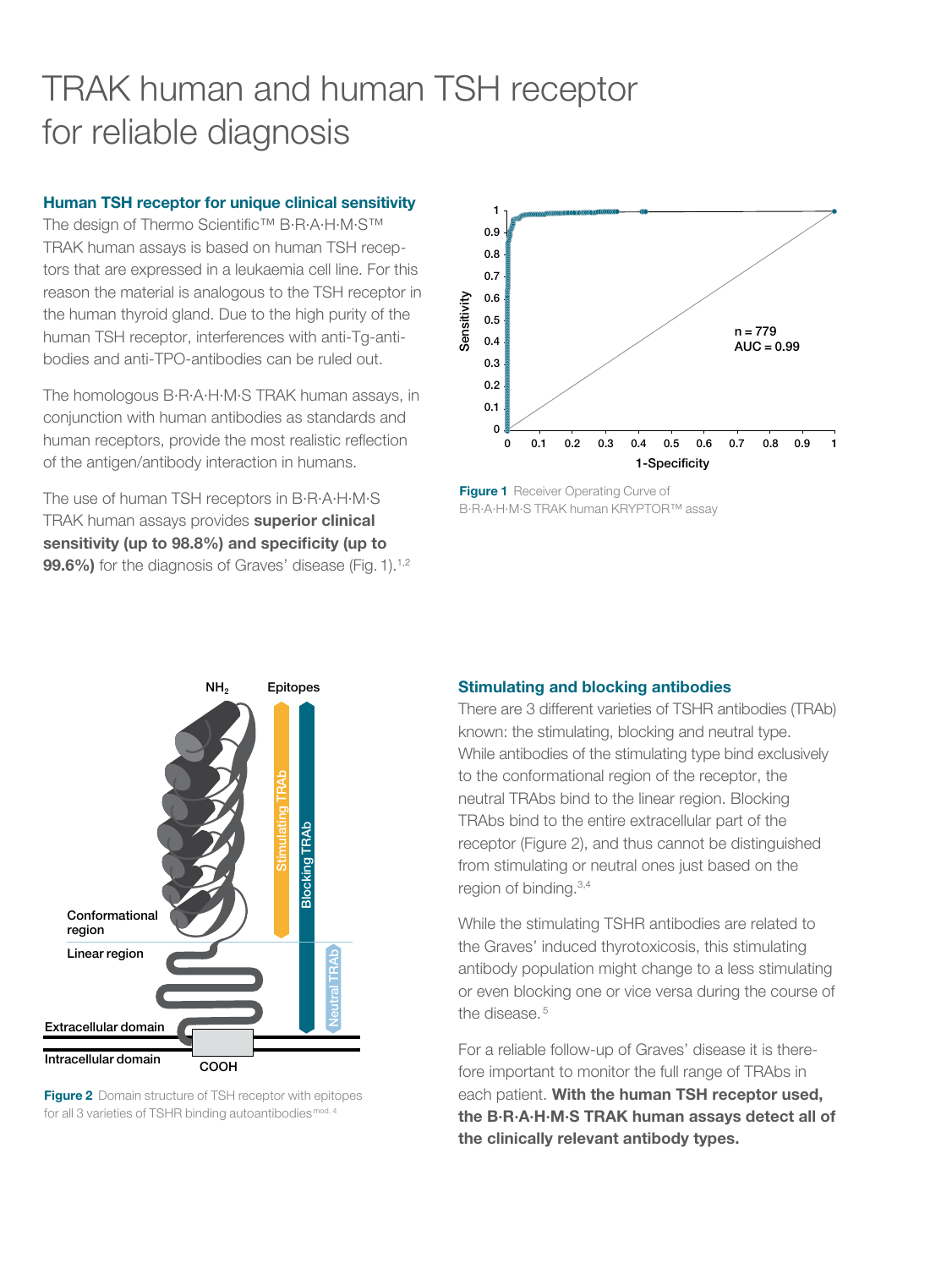# TRAK human and human TSH receptor for reliable diagnosis

## Human TSH receptor for unique clinical sensitivity

The design of Thermo Scientific™ B·R·A·H·M·S™ TRAK human assays is based on human TSH receptors that are expressed in a leukaemia cell line. For this reason the material is analogous to the TSH receptor in the human thyroid gland. Due to the high purity of the human TSH receptor, interferences with anti-Tg-antibodies and anti-TPO-antibodies can be ruled out.

The homologous B·R·A·H·M·S TRAK human assays, in conjunction with human antibodies as standards and human receptors, provide the most realistic reflection of the antigen/antibody interaction in humans.

The use of human TSH receptors in B·R·A·H·M·S TRAK human assays provides **superior clinical sensitivity (up to 98.8%) and specificity (up to 99.6%)** for the diagnosis of Graves' disease (Fig. 1).[1,2]

**Figure 1** Receiver Operating Curve of B·R·A·H·M·S TRAK human KRYPTOR™ assay

**Figure 2** Domain structure of TSH receptor with epitopes for all 3 varieties of TSHR binding autoantibodies[mod. 4]

## Stimulating and blocking antibodies

There are 3 different varieties of TSHR antibodies (TRAb) known: the stimulating, blocking and neutral type. While antibodies of the stimulating type bind exclusively to the conformational region of the receptor, the neutral TRAbs bind to the linear region. Blocking TRAbs bind to the entire extracellular part of the receptor (Figure 2), and thus cannot be distinguished from stimulating or neutral ones just based on the region of binding.[3,4]

While the stimulating TSHR antibodies are related to the Graves' induced thyrotoxicosis, this stimulating antibody population might change to a less stimulating or even blocking one or vice versa during the course of the disease.[5]

For a reliable follow-up of Graves' disease it is therefore important to monitor the full range of TRAbs in each patient. **With the human TSH receptor used, the B·R·A·H·M·S TRAK human assays detect all of the clinically relevant antibody types.**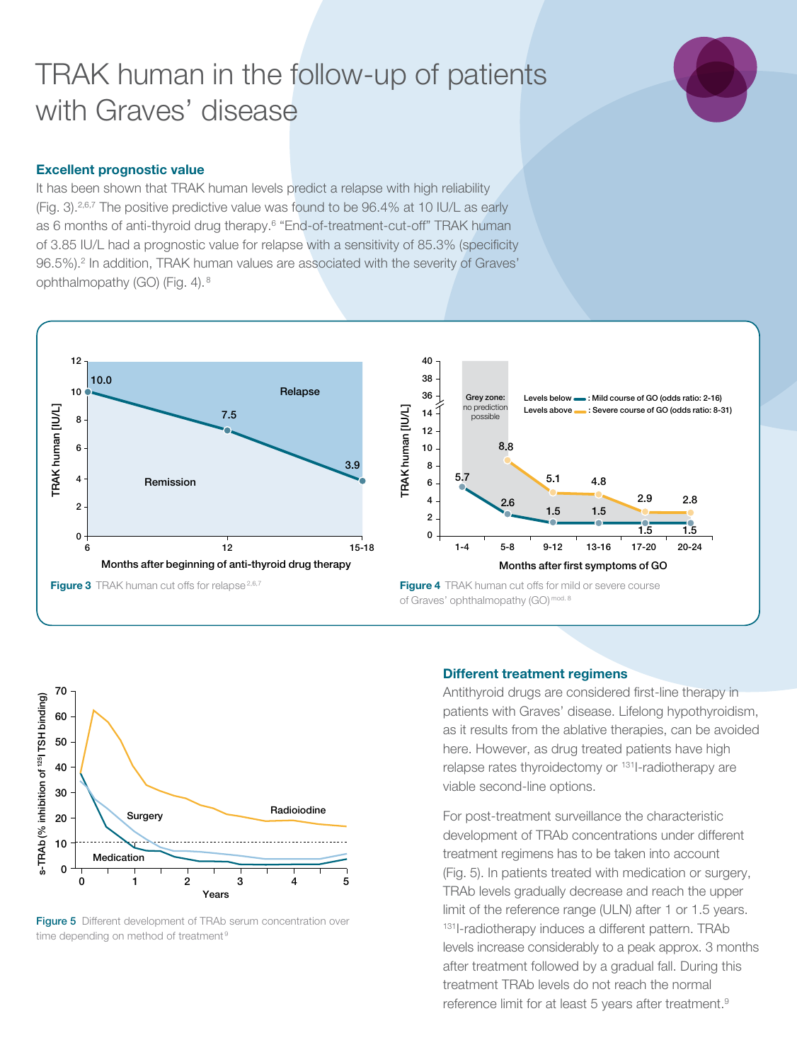# TRAK human in the follow-up of patients with Graves' disease

### Excellent prognostic value

It has been shown that TRAK human levels predict a relapse with high reliability (Fig. 3).[2,6,7] The positive predictive value was found to be 96.4% at 10 IU/L as early as 6 months of anti-thyroid drug therapy.[6] "End-of-treatment-cut-off" TRAK human of 3.85 IU/L had a prognostic value for relapse with a sensitivity of 85.3% (specificity 96.5%).[2] In addition, TRAK human values are associated with the severity of Graves' ophthalmopathy (GO) (Fig. 4).[8]

**Figure 3** TRAK human cut offs for relapse[2,6,7]

**Figure 4** TRAK human cut offs for mild or severe course of Graves' ophthalmopathy (GO)[mod. 8]

**Figure 5** Different development of TRAb serum concentration over time depending on method of treatment[9]

### Different treatment regimens

Antithyroid drugs are considered first-line therapy in patients with Graves' disease. Lifelong hypothyroidism, as it results from the ablative therapies, can be avoided here. However, as drug treated patients have high relapse rates thyroidectomy or $^{131}$I-radiotherapy are viable second-line options.

For post-treatment surveillance the characteristic development of TRAb concentrations under different treatment regimens has to be taken into account (Fig. 5). In patients treated with medication or surgery, TRAb levels gradually decrease and reach the upper limit of the reference range (ULN) after 1 or 1.5 years. $^{131}$I-radiotherapy induces a different pattern. TRAb levels increase considerably to a peak approx. 3 months after treatment followed by a gradual fall. During this treatment TRAb levels do not reach the normal reference limit for at least 5 years after treatment.[9]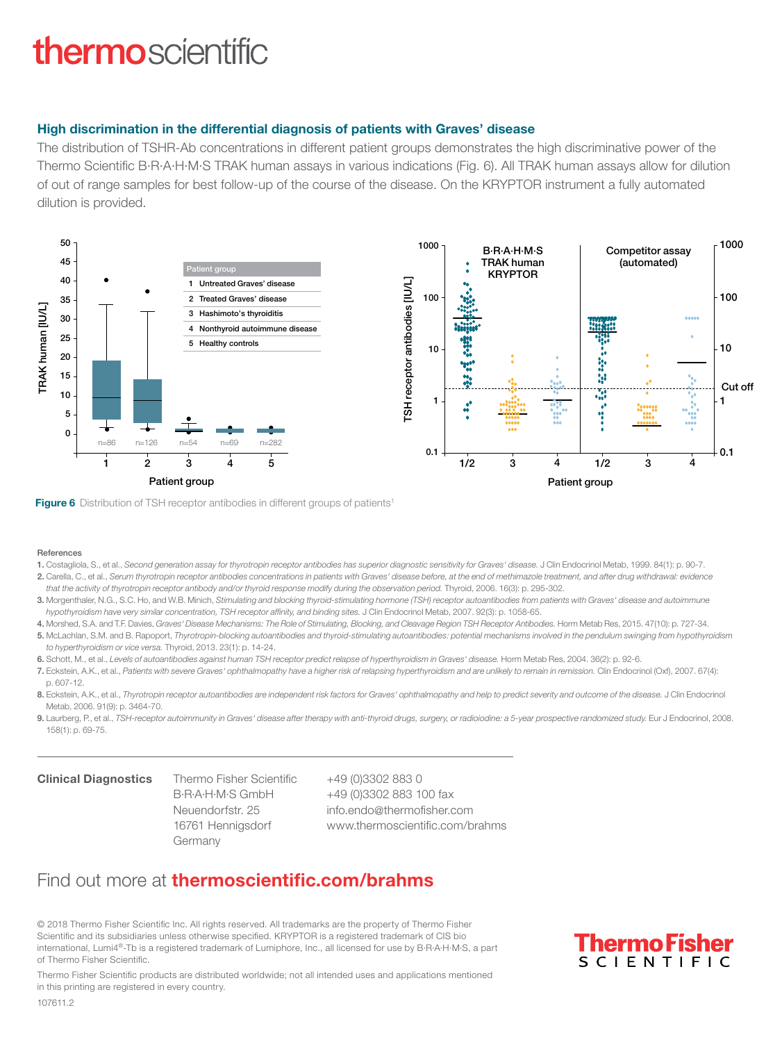# thermoscientific

## High discrimination in the differential diagnosis of patients with Graves' disease

The distribution of TSHR-Ab concentrations in different patient groups demonstrates the high discriminative power of the Thermo Scientific B·R·A·H·M·S TRAK human assays in various indications (Fig. 6). All TRAK human assays allow for dilution of out of range samples for best follow-up of the course of the disease. On the KRYPTOR instrument a fully automated dilution is provided.

TRAK human [IU/L]
50
45
40
35
30
25
20
15
10
5
0

Patient group
1 Untreated Graves' disease
2 Treated Graves' disease
3 Hashimoto's thyroiditis
4 Nonthyroid autoimmune disease
5 Healthy controls

n=86 n=126 n=54 n=69 n=282

1 2 3 4 5

Patient group

TSH receptor antibodies [IU/L]
1000
100
10
1
0.1

B·R·A·H·M·S TRAK human KRYPTOR

Competitor assay (automated)

1000
100
10
Cut off
1
0.1

1/2 3 4 1/2 3 4

Patient group

**Figure 6** Distribution of TSH receptor antibodies in different groups of patients[1]

References

1. Costagliola, S., et al., *Second generation assay for thyrotropin receptor antibodies has superior diagnostic sensitivity for Graves' disease.* J Clin Endocrinol Metab, 1999. 84(1): p. 90-7.
2. Carella, C., et al., *Serum thyrotropin receptor antibodies concentrations in patients with Graves' disease before, at the end of methimazole treatment, and after drug withdrawal: evidence that the activity of thyrotropin receptor antibody and/or thyroid response modify during the observation period.* Thyroid, 2006. 16(3): p. 295-302.
3. Morgenthaler, N.G., S.C. Ho, and W.B. Minich, *Stimulating and blocking thyroid-stimulating hormone (TSH) receptor autoantibodies from patients with Graves' disease and autoimmune hypothyroidism have very similar concentration, TSH receptor affinity, and binding sites.* J Clin Endocrinol Metab, 2007. 92(3): p. 1058-65.
4. Morshed, S.A. and T.F. Davies, *Graves' Disease Mechanisms: The Role of Stimulating, Blocking, and Cleavage Region TSH Receptor Antibodies.* Horm Metab Res, 2015. 47(10): p. 727-34.
5. McLachlan, S.M. and B. Rapoport, *Thyrotropin-blocking autoantibodies and thyroid-stimulating autoantibodies: potential mechanisms involved in the pendulum swinging from hypothyroidism to hyperthyroidism or vice versa.* Thyroid, 2013. 23(1): p. 14-24.
6. Schott, M., et al., *Levels of autoantibodies against human TSH receptor predict relapse of hyperthyroidism in Graves' disease.* Horm Metab Res, 2004. 36(2): p. 92-6.
7. Eckstein, A.K., et al., *Patients with severe Graves' ophthalmopathy have a higher risk of relapsing hyperthyroidism and are unlikely to remain in remission.* Clin Endocrinol (Oxf), 2007. 67(4): p. 607-12.
8. Eckstein, A.K., et al., *Thyrotropin receptor autoantibodies are independent risk factors for Graves' ophthalmopathy and help to predict severity and outcome of the disease.* J Clin Endocrinol Metab, 2006. 91(9): p. 3464-70.
9. Laurberg, P., et al., *TSH-receptor autoimmunity in Graves' disease after therapy with anti-thyroid drugs, surgery, or radioiodine: a 5-year prospective randomized study.* Eur J Endocrinol, 2008. 158(1): p. 69-75.

**Clinical Diagnostics**

Thermo Fisher Scientific
B·R·A·H·M·S GmbH
Neuendorfstr. 25
16761 Hennigsdorf
Germany

+49 (0)3302 883 0
+49 (0)3302 883 100 fax
info.endo@thermofisher.com
www.thermoscientific.com/brahms

## Find out more at **thermoscientific.com/brahms**

© 2018 Thermo Fisher Scientific Inc. All rights reserved. All trademarks are the property of Thermo Fisher Scientific and its subsidiaries unless otherwise specified. KRYPTOR is a registered trademark of CIS bio international, Lumi4®-Tb is a registered trademark of Lumiphore, Inc., all licensed for use by B·R·A·H·M·S, a part of Thermo Fisher Scientific.

Thermo Fisher Scientific products are distributed worldwide; not all intended uses and applications mentioned in this printing are registered in every country.

107611.2

ThermoFisher SCIENTIFIC